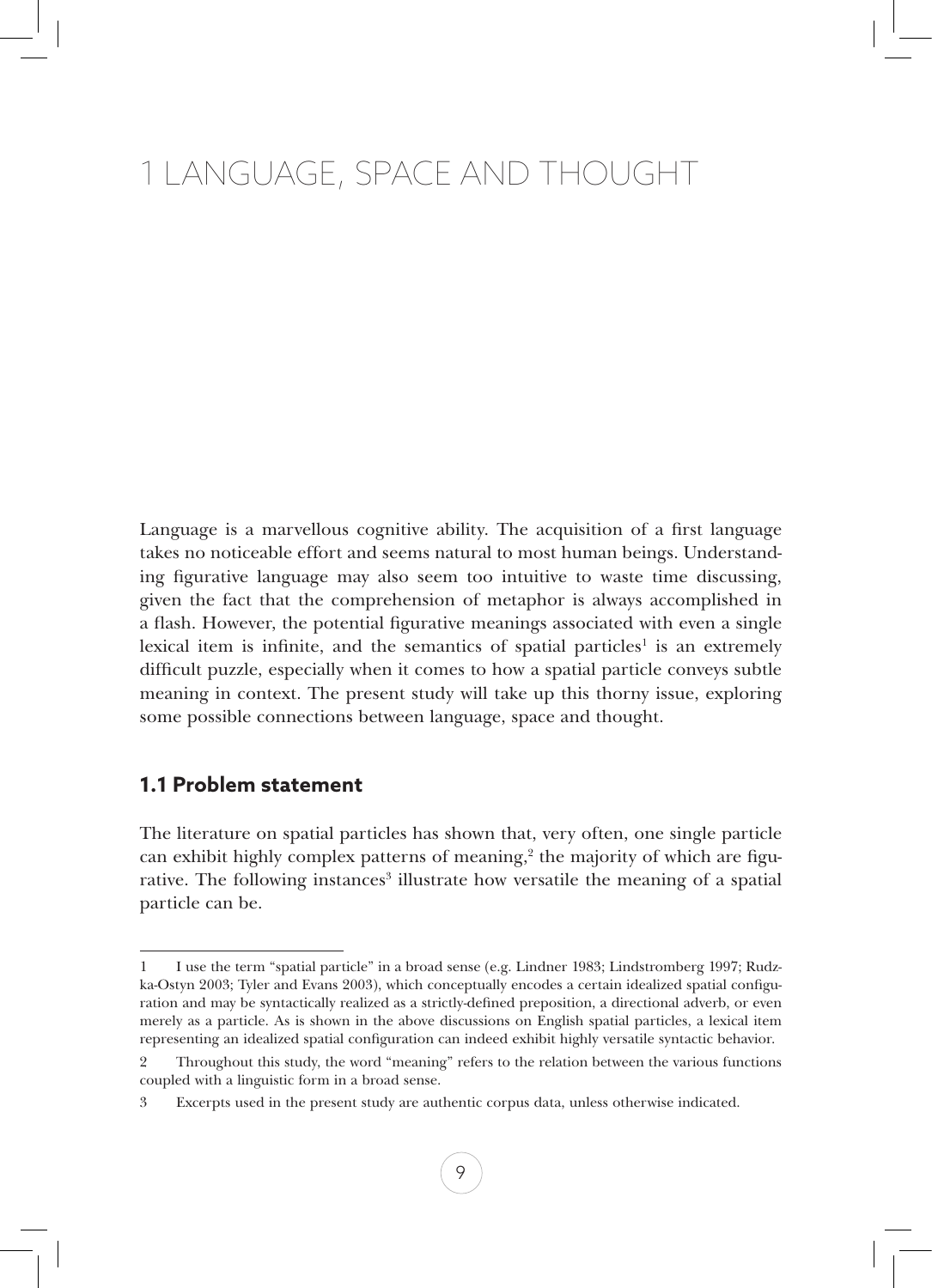# 1 LANGUAGE, SPACE AND THOUGHT

Language is a marvellous cognitive ability. The acquisition of a first language takes no noticeable effort and seems natural to most human beings. Understanding figurative language may also seem too intuitive to waste time discussing, given the fact that the comprehension of metaphor is always accomplished in a flash. However, the potential figurative meanings associated with even a single lexical item is infinite, and the semantics of spatial particles[1] is an extremely difficult puzzle, especially when it comes to how a spatial particle conveys subtle meaning in context. The present study will take up this thorny issue, exploring some possible connections between language, space and thought.

## 1.1 Problem statement

The literature on spatial particles has shown that, very often, one single particle can exhibit highly complex patterns of meaning,[2] the majority of which are figurative. The following instances[3] illustrate how versatile the meaning of a spatial particle can be.

---

1 I use the term "spatial particle" in a broad sense (e.g. Lindner 1983; Lindstromberg 1997; Rudzka-Ostyn 2003; Tyler and Evans 2003), which conceptually encodes a certain idealized spatial configuration and may be syntactically realized as a strictly-defined preposition, a directional adverb, or even merely as a particle. As is shown in the above discussions on English spatial particles, a lexical item representing an idealized spatial configuration can indeed exhibit highly versatile syntactic behavior.

2 Throughout this study, the word "meaning" refers to the relation between the various functions coupled with a linguistic form in a broad sense.

3 Excerpts used in the present study are authentic corpus data, unless otherwise indicated.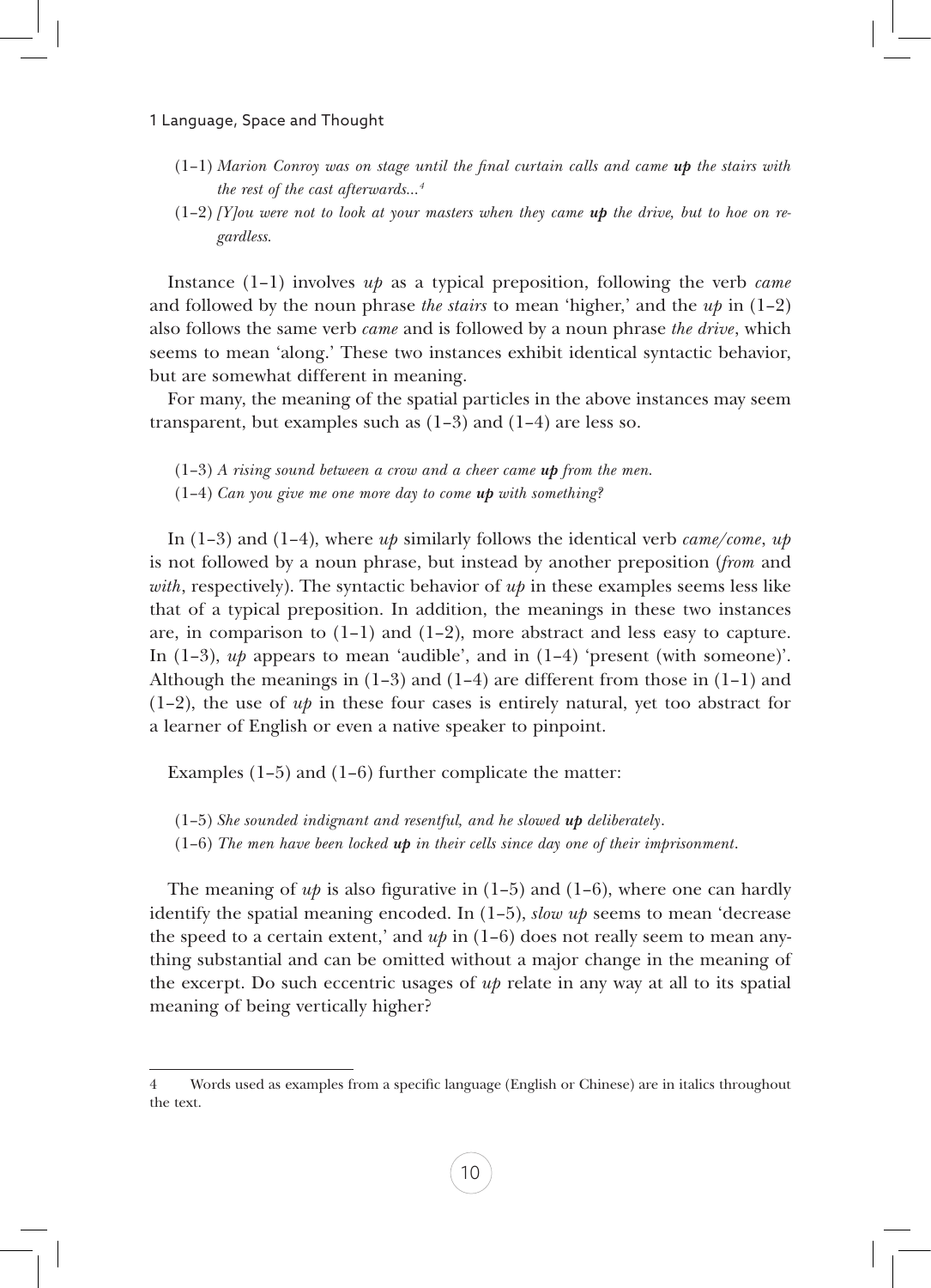(1–1) *Marion Conroy was on stage until the final curtain calls and came* ***up*** *the stairs with the rest of the cast afterwards...*[4]

(1–2) *[Y]ou were not to look at your masters when they came* ***up*** *the drive, but to hoe on regardless.*

Instance (1–1) involves *up* as a typical preposition, following the verb *came* and followed by the noun phrase *the stairs* to mean 'higher,' and the *up* in (1–2) also follows the same verb *came* and is followed by a noun phrase *the drive*, which seems to mean 'along.' These two instances exhibit identical syntactic behavior, but are somewhat different in meaning.

For many, the meaning of the spatial particles in the above instances may seem transparent, but examples such as (1–3) and (1–4) are less so.

(1–3) *A rising sound between a crow and a cheer came* ***up*** *from the men.*

(1–4) *Can you give me one more day to come* ***up*** *with something?*

In (1–3) and (1–4), where *up* similarly follows the identical verb *came/come*, *up* is not followed by a noun phrase, but instead by another preposition (*from* and *with*, respectively). The syntactic behavior of *up* in these examples seems less like that of a typical preposition. In addition, the meanings in these two instances are, in comparison to (1–1) and (1–2), more abstract and less easy to capture. In (1–3), *up* appears to mean 'audible', and in (1–4) 'present (with someone)'. Although the meanings in (1–3) and (1–4) are different from those in (1–1) and (1–2), the use of *up* in these four cases is entirely natural, yet too abstract for a learner of English or even a native speaker to pinpoint.

Examples (1–5) and (1–6) further complicate the matter:

(1–5) *She sounded indignant and resentful, and he slowed* ***up*** *deliberately.*

(1–6) *The men have been locked* ***up*** *in their cells since day one of their imprisonment.*

The meaning of *up* is also figurative in (1–5) and (1–6), where one can hardly identify the spatial meaning encoded. In (1–5), *slow up* seems to mean 'decrease the speed to a certain extent,' and *up* in (1–6) does not really seem to mean anything substantial and can be omitted without a major change in the meaning of the excerpt. Do such eccentric usages of *up* relate in any way at all to its spatial meaning of being vertically higher?

---

4 Words used as examples from a specific language (English or Chinese) are in italics throughout the text.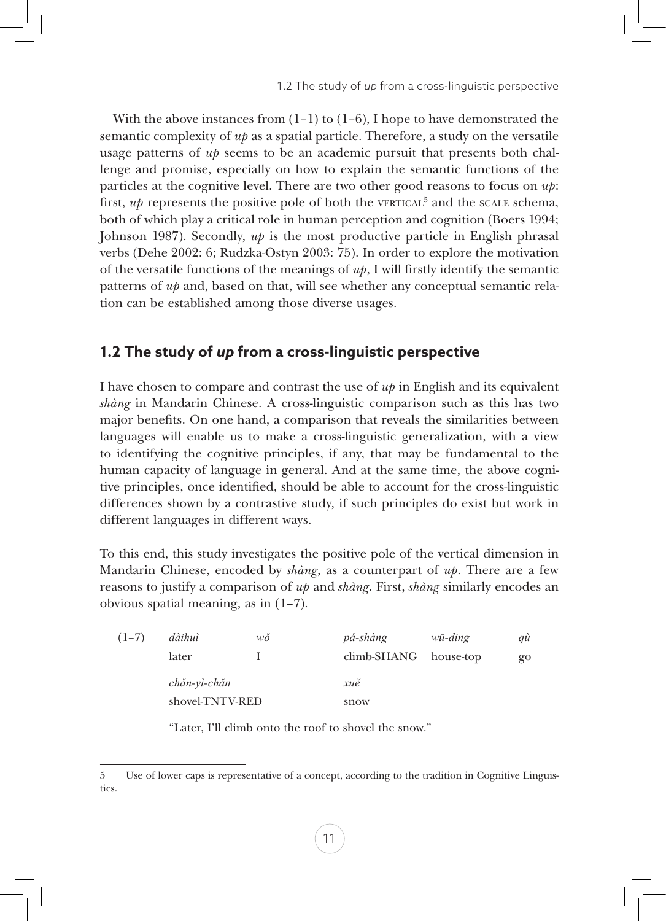With the above instances from (1–1) to (1–6), I hope to have demonstrated the semantic complexity of *up* as a spatial particle. Therefore, a study on the versatile usage patterns of *up* seems to be an academic pursuit that presents both challenge and promise, especially on how to explain the semantic functions of the particles at the cognitive level. There are two other good reasons to focus on *up*: first, *up* represents the positive pole of both the VERTICAL[5] and the SCALE schema, both of which play a critical role in human perception and cognition (Boers 1994; Johnson 1987). Secondly, *up* is the most productive particle in English phrasal verbs (Dehe 2002: 6; Rudzka-Ostyn 2003: 75). In order to explore the motivation of the versatile functions of the meanings of *up*, I will firstly identify the semantic patterns of *up* and, based on that, will see whether any conceptual semantic relation can be established among those diverse usages.

## 1.2 The study of *up* from a cross-linguistic perspective

I have chosen to compare and contrast the use of *up* in English and its equivalent *shàng* in Mandarin Chinese. A cross-linguistic comparison such as this has two major benefits. On one hand, a comparison that reveals the similarities between languages will enable us to make a cross-linguistic generalization, with a view to identifying the cognitive principles, if any, that may be fundamental to the human capacity of language in general. And at the same time, the above cognitive principles, once identified, should be able to account for the cross-linguistic differences shown by a contrastive study, if such principles do exist but work in different languages in different ways.

To this end, this study investigates the positive pole of the vertical dimension in Mandarin Chinese, encoded by *shàng*, as a counterpart of *up*. There are a few reasons to justify a comparison of *up* and *shàng*. First, *shàng* similarly encodes an obvious spatial meaning, as in (1–7).

(1–7)

| *dàihuì* | *wǒ* | *pá-shàng* | *wū-dǐng* | *qù* |
|---|---|---|---|---|
| later | I | climb-SHANG | house-top | go |
| *chǎn-yì-chǎn* | | *xuě* | | |
| shovel-TNTV-RED | | snow | | |

"Later, I'll climb onto the roof to shovel the snow."

---

5 Use of lower caps is representative of a concept, according to the tradition in Cognitive Linguistics.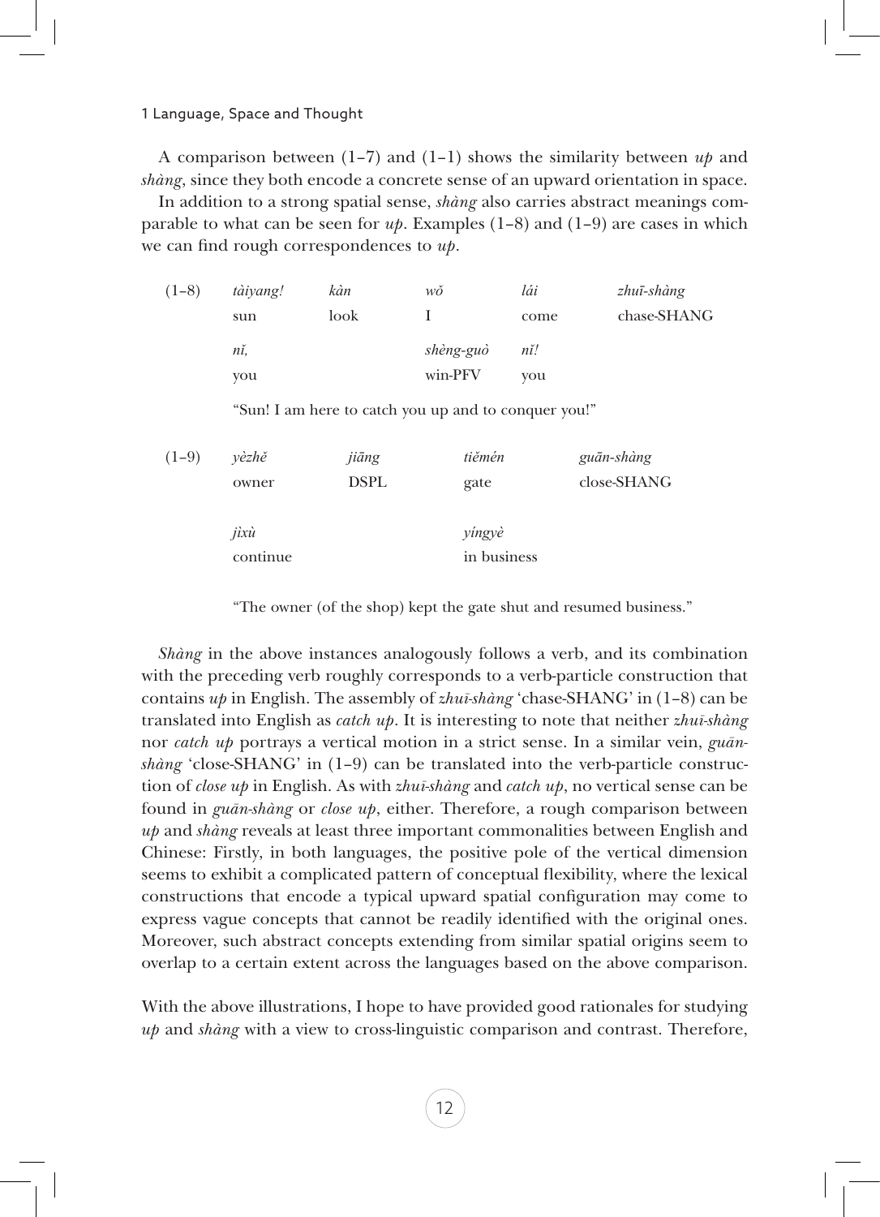A comparison between (1–7) and (1–1) shows the similarity between *up* and *shàng*, since they both encode a concrete sense of an upward orientation in space.

In addition to a strong spatial sense, *shàng* also carries abstract meanings comparable to what can be seen for *up*. Examples (1–8) and (1–9) are cases in which we can find rough correspondences to *up*.

| (1–8) | *tàiyang!* | *kàn* | *wǒ* | *lái* | *zhuī-shàng* |
|---|---|---|---|---|---|
| | sun | look | I | come | chase-SHANG |
| | *nǐ,* | | *shèng-guò* | *nǐ!* | |
| | you | | win-PFV | you | |

"Sun! I am here to catch you up and to conquer you!"

| (1–9) | *yèzhě* | *jiāng* | *tiěmén* | *guān-shàng* |
|---|---|---|---|---|
| | owner | DSPL | gate | close-SHANG |
| | *jìxù* | | *yíngyè* | |
| | continue | | in business | |

"The owner (of the shop) kept the gate shut and resumed business."

*Shàng* in the above instances analogously follows a verb, and its combination with the preceding verb roughly corresponds to a verb-particle construction that contains *up* in English. The assembly of *zhuī-shàng* 'chase-SHANG' in (1–8) can be translated into English as *catch up*. It is interesting to note that neither *zhuī-shàng* nor *catch up* portrays a vertical motion in a strict sense. In a similar vein, *guān-shàng* 'close-SHANG' in (1–9) can be translated into the verb-particle construction of *close up* in English. As with *zhuī-shàng* and *catch up*, no vertical sense can be found in *guān-shàng* or *close up*, either. Therefore, a rough comparison between *up* and *shàng* reveals at least three important commonalities between English and Chinese: Firstly, in both languages, the positive pole of the vertical dimension seems to exhibit a complicated pattern of conceptual flexibility, where the lexical constructions that encode a typical upward spatial configuration may come to express vague concepts that cannot be readily identified with the original ones. Moreover, such abstract concepts extending from similar spatial origins seem to overlap to a certain extent across the languages based on the above comparison.

With the above illustrations, I hope to have provided good rationales for studying *up* and *shàng* with a view to cross-linguistic comparison and contrast. Therefore,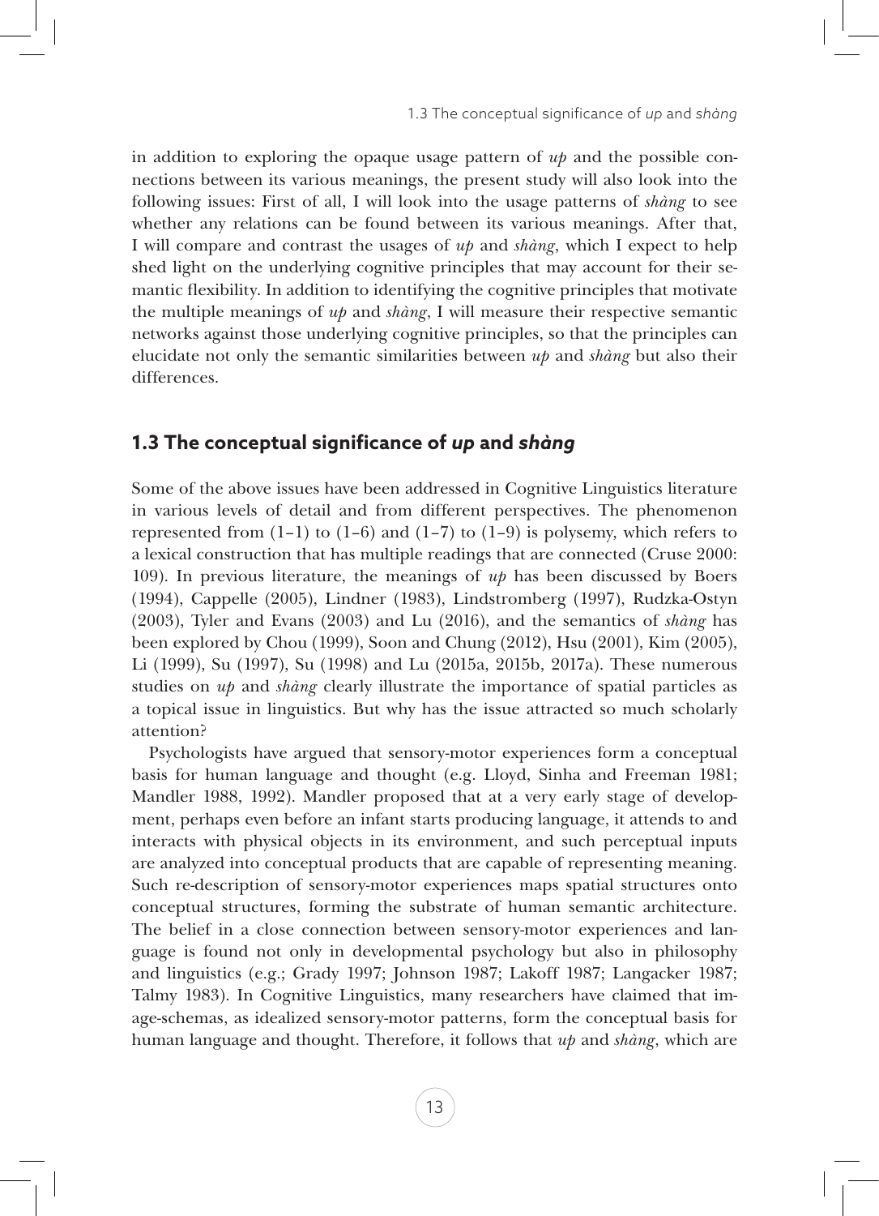in addition to exploring the opaque usage pattern of *up* and the possible connections between its various meanings, the present study will also look into the following issues: First of all, I will look into the usage patterns of *shàng* to see whether any relations can be found between its various meanings. After that, I will compare and contrast the usages of *up* and *shàng*, which I expect to help shed light on the underlying cognitive principles that may account for their semantic flexibility. In addition to identifying the cognitive principles that motivate the multiple meanings of *up* and *shàng*, I will measure their respective semantic networks against those underlying cognitive principles, so that the principles can elucidate not only the semantic similarities between *up* and *shàng* but also their differences.

## 1.3 The conceptual significance of *up* and *shàng*

Some of the above issues have been addressed in Cognitive Linguistics literature in various levels of detail and from different perspectives. The phenomenon represented from (1–1) to (1–6) and (1–7) to (1–9) is polysemy, which refers to a lexical construction that has multiple readings that are connected (Cruse 2000: 109). In previous literature, the meanings of *up* has been discussed by Boers (1994), Cappelle (2005), Lindner (1983), Lindstromberg (1997), Rudzka-Ostyn (2003), Tyler and Evans (2003) and Lu (2016), and the semantics of *shàng* has been explored by Chou (1999), Soon and Chung (2012), Hsu (2001), Kim (2005), Li (1999), Su (1997), Su (1998) and Lu (2015a, 2015b, 2017a). These numerous studies on *up* and *shàng* clearly illustrate the importance of spatial particles as a topical issue in linguistics. But why has the issue attracted so much scholarly attention?

Psychologists have argued that sensory-motor experiences form a conceptual basis for human language and thought (e.g. Lloyd, Sinha and Freeman 1981; Mandler 1988, 1992). Mandler proposed that at a very early stage of development, perhaps even before an infant starts producing language, it attends to and interacts with physical objects in its environment, and such perceptual inputs are analyzed into conceptual products that are capable of representing meaning. Such re-description of sensory-motor experiences maps spatial structures onto conceptual structures, forming the substrate of human semantic architecture. The belief in a close connection between sensory-motor experiences and language is found not only in developmental psychology but also in philosophy and linguistics (e.g.; Grady 1997; Johnson 1987; Lakoff 1987; Langacker 1987; Talmy 1983). In Cognitive Linguistics, many researchers have claimed that image-schemas, as idealized sensory-motor patterns, form the conceptual basis for human language and thought. Therefore, it follows that *up* and *shàng*, which are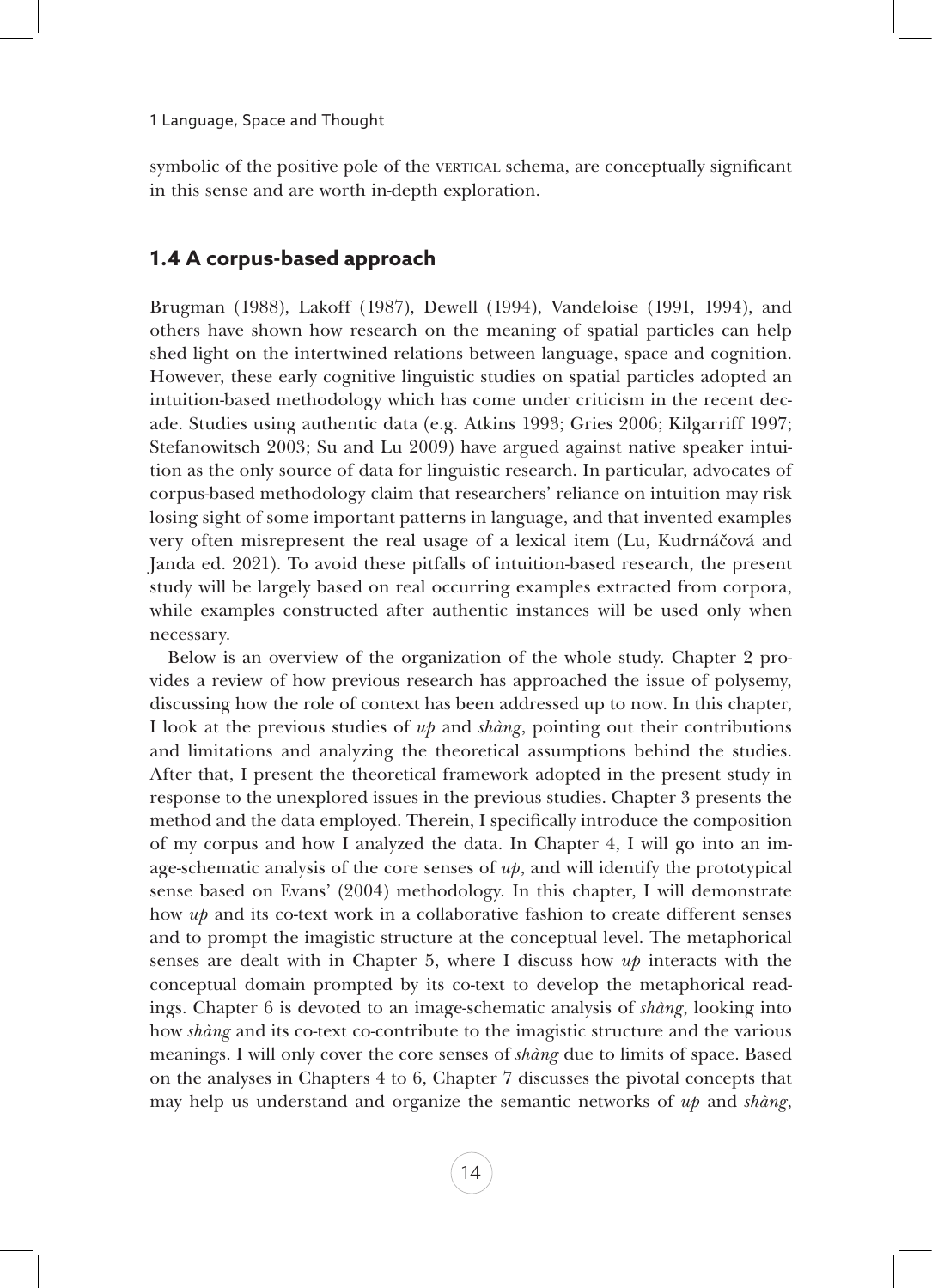symbolic of the positive pole of the VERTICAL schema, are conceptually significant in this sense and are worth in-depth exploration.

## 1.4 A corpus-based approach

Brugman (1988), Lakoff (1987), Dewell (1994), Vandeloise (1991, 1994), and others have shown how research on the meaning of spatial particles can help shed light on the intertwined relations between language, space and cognition. However, these early cognitive linguistic studies on spatial particles adopted an intuition-based methodology which has come under criticism in the recent decade. Studies using authentic data (e.g. Atkins 1993; Gries 2006; Kilgarriff 1997; Stefanowitsch 2003; Su and Lu 2009) have argued against native speaker intuition as the only source of data for linguistic research. In particular, advocates of corpus-based methodology claim that researchers' reliance on intuition may risk losing sight of some important patterns in language, and that invented examples very often misrepresent the real usage of a lexical item (Lu, Kudrnáčová and Janda ed. 2021). To avoid these pitfalls of intuition-based research, the present study will be largely based on real occurring examples extracted from corpora, while examples constructed after authentic instances will be used only when necessary.

Below is an overview of the organization of the whole study. Chapter 2 provides a review of how previous research has approached the issue of polysemy, discussing how the role of context has been addressed up to now. In this chapter, I look at the previous studies of *up* and *shàng*, pointing out their contributions and limitations and analyzing the theoretical assumptions behind the studies. After that, I present the theoretical framework adopted in the present study in response to the unexplored issues in the previous studies. Chapter 3 presents the method and the data employed. Therein, I specifically introduce the composition of my corpus and how I analyzed the data. In Chapter 4, I will go into an image-schematic analysis of the core senses of *up*, and will identify the prototypical sense based on Evans' (2004) methodology. In this chapter, I will demonstrate how *up* and its co-text work in a collaborative fashion to create different senses and to prompt the imagistic structure at the conceptual level. The metaphorical senses are dealt with in Chapter 5, where I discuss how *up* interacts with the conceptual domain prompted by its co-text to develop the metaphorical readings. Chapter 6 is devoted to an image-schematic analysis of *shàng*, looking into how *shàng* and its co-text co-contribute to the imagistic structure and the various meanings. I will only cover the core senses of *shàng* due to limits of space. Based on the analyses in Chapters 4 to 6, Chapter 7 discusses the pivotal concepts that may help us understand and organize the semantic networks of *up* and *shàng*,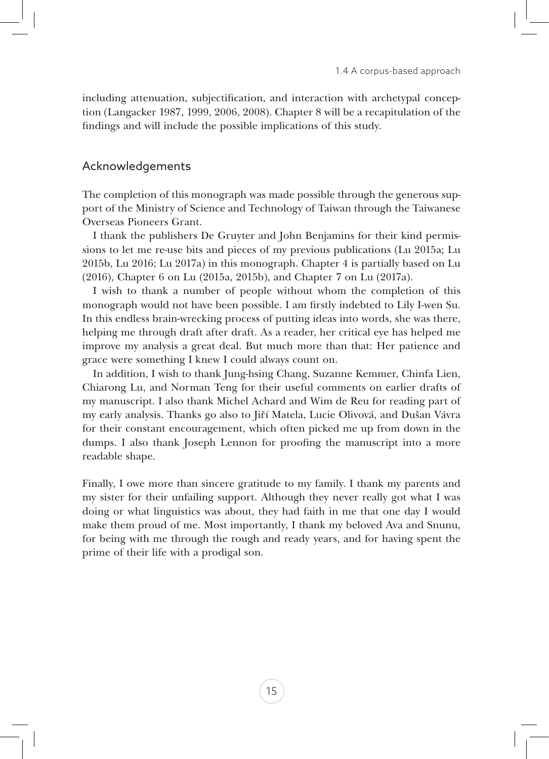including attenuation, subjectification, and interaction with archetypal conception (Langacker 1987, 1999, 2006, 2008). Chapter 8 will be a recapitulation of the findings and will include the possible implications of this study.

## Acknowledgements

The completion of this monograph was made possible through the generous support of the Ministry of Science and Technology of Taiwan through the Taiwanese Overseas Pioneers Grant.

I thank the publishers De Gruyter and John Benjamins for their kind permissions to let me re-use bits and pieces of my previous publications (Lu 2015a; Lu 2015b, Lu 2016; Lu 2017a) in this monograph. Chapter 4 is partially based on Lu (2016), Chapter 6 on Lu (2015a, 2015b), and Chapter 7 on Lu (2017a).

I wish to thank a number of people without whom the completion of this monograph would not have been possible. I am firstly indebted to Lily I-wen Su. In this endless brain-wrecking process of putting ideas into words, she was there, helping me through draft after draft. As a reader, her critical eye has helped me improve my analysis a great deal. But much more than that: Her patience and grace were something I knew I could always count on.

In addition, I wish to thank Jung-hsing Chang, Suzanne Kemmer, Chinfa Lien, Chiarong Lu, and Norman Teng for their useful comments on earlier drafts of my manuscript. I also thank Michel Achard and Wim de Reu for reading part of my early analysis. Thanks go also to Jiří Matela, Lucie Olivová, and Dušan Vávra for their constant encouragement, which often picked me up from down in the dumps. I also thank Joseph Lennon for proofing the manuscript into a more readable shape.

Finally, I owe more than sincere gratitude to my family. I thank my parents and my sister for their unfailing support. Although they never really got what I was doing or what linguistics was about, they had faith in me that one day I would make them proud of me. Most importantly, I thank my beloved Ava and Snunu, for being with me through the rough and ready years, and for having spent the prime of their life with a prodigal son.